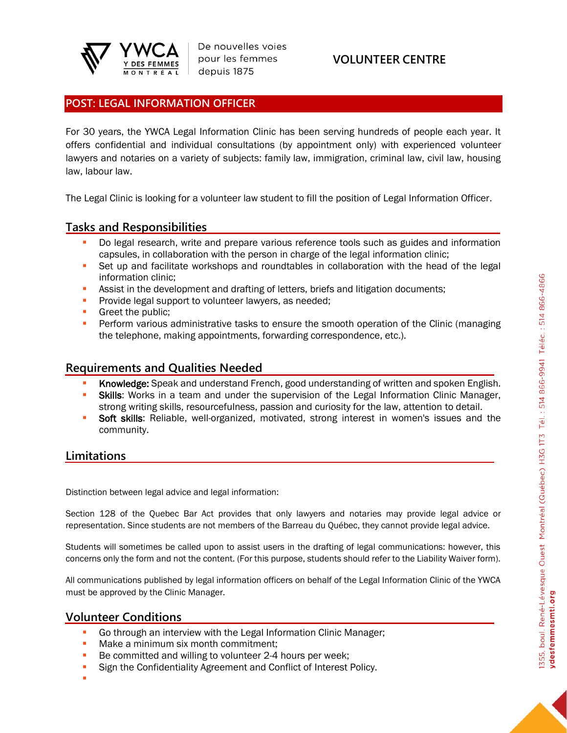YWCA Y DES FEMMES MONTRÉAL | De nouvelles voies pour les femmes depuis 1875

**VOLUNTEER CENTRE**

## POST: LEGAL INFORMATION OFFICER

For 30 years, the YWCA Legal Information Clinic has been serving hundreds of people each year. It offers confidential and individual consultations (by appointment only) with experienced volunteer lawyers and notaries on a variety of subjects: family law, immigration, criminal law, civil law, housing law, labour law.

The Legal Clinic is looking for a volunteer law student to fill the position of Legal Information Officer.

### Tasks and Responsibilities

- Do legal research, write and prepare various reference tools such as guides and information capsules, in collaboration with the person in charge of the legal information clinic;
- Set up and facilitate workshops and roundtables in collaboration with the head of the legal information clinic;
- Assist in the development and drafting of letters, briefs and litigation documents;
- Provide legal support to volunteer lawyers, as needed;
- Greet the public;
- Perform various administrative tasks to ensure the smooth operation of the Clinic (managing the telephone, making appointments, forwarding correspondence, etc.).

### Requirements and Qualities Needed

- **Knowledge:** Speak and understand French, good understanding of written and spoken English.
- **Skills**: Works in a team and under the supervision of the Legal Information Clinic Manager, strong writing skills, resourcefulness, passion and curiosity for the law, attention to detail.
- **Soft skills**: Reliable, well-organized, motivated, strong interest in women's issues and the community.

### Limitations

Distinction between legal advice and legal information:

Section 128 of the Quebec Bar Act provides that only lawyers and notaries may provide legal advice or representation. Since students are not members of the Barreau du Québec, they cannot provide legal advice.

Students will sometimes be called upon to assist users in the drafting of legal communications: however, this concerns only the form and not the content. (For this purpose, students should refer to the Liability Waiver form).

All communications published by legal information officers on behalf of the Legal Information Clinic of the YWCA must be approved by the Clinic Manager.

### Volunteer Conditions

- Go through an interview with the Legal Information Clinic Manager;
- Make a minimum six month commitment;
- Be committed and willing to volunteer 2-4 hours per week;
- Sign the Confidentiality Agreement and Conflict of Interest Policy.

1355, boul. René-Lévesque Ouest Montréal (Québec) H3G 1T3 Tél. : 514 866-9941 Téléc. : 514 866-4866
**ydesfemmesmtl.org**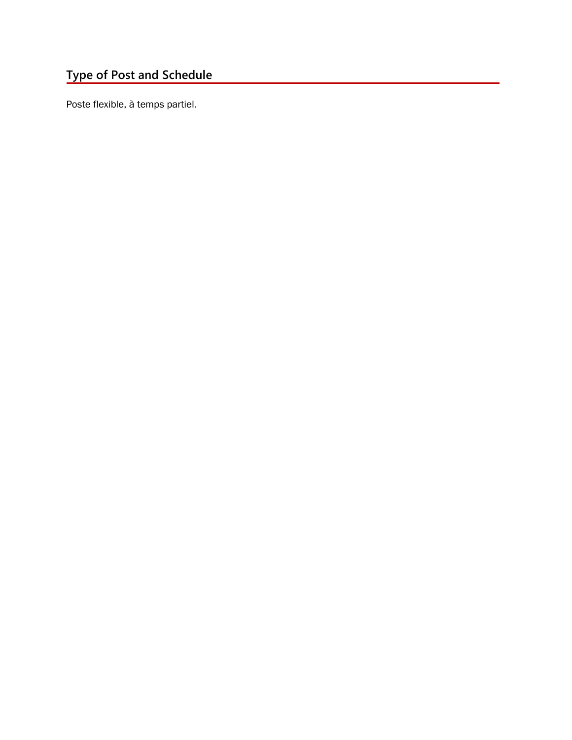## Type of Post and Schedule

Poste flexible, à temps partiel.